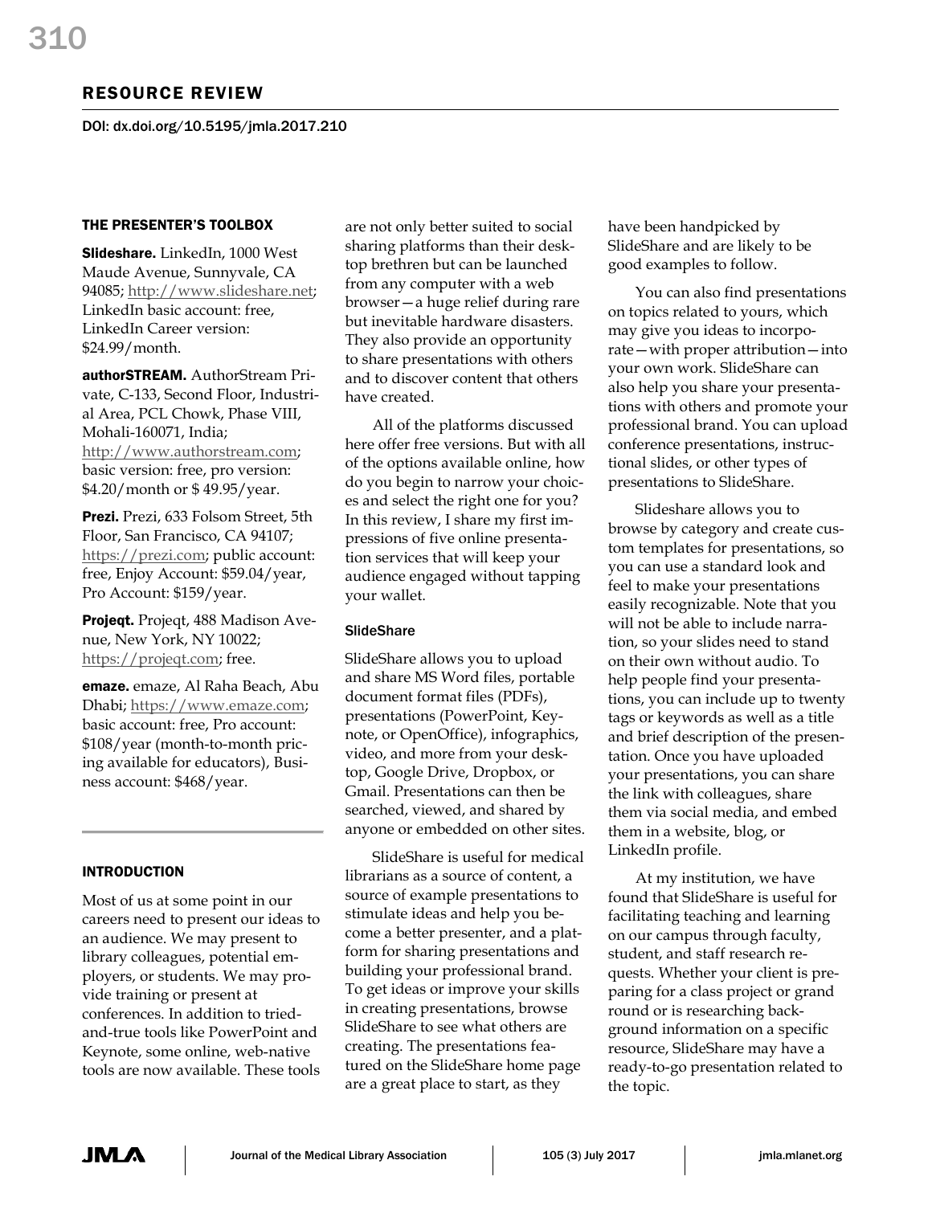## RESOURCE REVIEW

DOI: dx.doi.org/10.5195/jmla.2017.210

### THE PRESENTER'S TOOLBOX

**Slideshare.** LinkedIn, 1000 West Maude Avenue, Sunnyvale, CA 94085; http://www.slideshare.net; LinkedIn basic account: free, LinkedIn Career version: $24.99/month.

**authorSTREAM.** AuthorStream Private, C-133, Second Floor, Industrial Area, PCL Chowk, Phase VIII, Mohali-160071, India; http://www.authorstream.com; basic version: free, pro version: $4.20/month or $ 49.95/year.

**Prezi.** Prezi, 633 Folsom Street, 5th Floor, San Francisco, CA 94107; https://prezi.com; public account: free, Enjoy Account: $59.04/year, Pro Account: $159/year.

**Projeqt.** Projeqt, 488 Madison Avenue, New York, NY 10022; https://projeqt.com; free.

**emaze.** emaze, Al Raha Beach, Abu Dhabi; https://www.emaze.com; basic account: free, Pro account: $108/year (month-to-month pricing available for educators), Business account: $468/year.

### INTRODUCTION

Most of us at some point in our careers need to present our ideas to an audience. We may present to library colleagues, potential employers, or students. We may provide training or present at conferences. In addition to tried-and-true tools like PowerPoint and Keynote, some online, web-native tools are now available. These tools are not only better suited to social sharing platforms than their desktop brethren but can be launched from any computer with a web browser—a huge relief during rare but inevitable hardware disasters. They also provide an opportunity to share presentations with others and to discover content that others have created.

All of the platforms discussed here offer free versions. But with all of the options available online, how do you begin to narrow your choices and select the right one for you? In this review, I share my first impressions of five online presentation services that will keep your audience engaged without tapping your wallet.

### SlideShare

SlideShare allows you to upload and share MS Word files, portable document format files (PDFs), presentations (PowerPoint, Keynote, or OpenOffice), infographics, video, and more from your desktop, Google Drive, Dropbox, or Gmail. Presentations can then be searched, viewed, and shared by anyone or embedded on other sites.

SlideShare is useful for medical librarians as a source of content, a source of example presentations to stimulate ideas and help you become a better presenter, and a platform for sharing presentations and building your professional brand. To get ideas or improve your skills in creating presentations, browse SlideShare to see what others are creating. The presentations featured on the SlideShare home page are a great place to start, as they have been handpicked by SlideShare and are likely to be good examples to follow.

You can also find presentations on topics related to yours, which may give you ideas to incorporate—with proper attribution—into your own work. SlideShare can also help you share your presentations with others and promote your professional brand. You can upload conference presentations, instructional slides, or other types of presentations to SlideShare.

Slideshare allows you to browse by category and create custom templates for presentations, so you can use a standard look and feel to make your presentations easily recognizable. Note that you will not be able to include narration, so your slides need to stand on their own without audio. To help people find your presentations, you can include up to twenty tags or keywords as well as a title and brief description of the presentation. Once you have uploaded your presentations, you can share the link with colleagues, share them via social media, and embed them in a website, blog, or LinkedIn profile.

At my institution, we have found that SlideShare is useful for facilitating teaching and learning on our campus through faculty, student, and staff research requests. Whether your client is preparing for a class project or grand round or is researching background information on a specific resource, SlideShare may have a ready-to-go presentation related to the topic.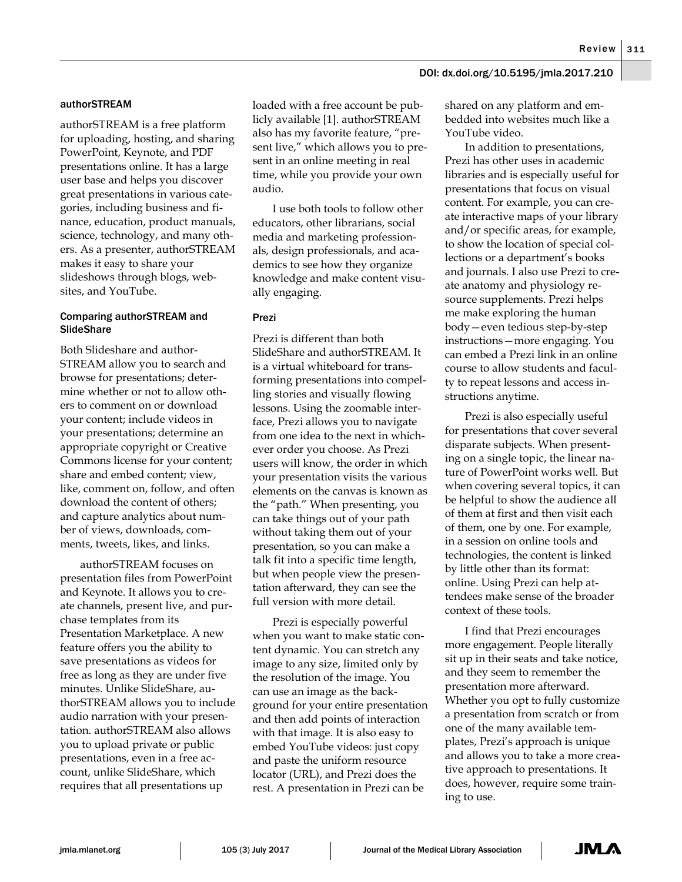### authorSTREAM

authorSTREAM is a free platform for uploading, hosting, and sharing PowerPoint, Keynote, and PDF presentations online. It has a large user base and helps you discover great presentations in various categories, including business and finance, education, product manuals, science, technology, and many others. As a presenter, authorSTREAM makes it easy to share your slideshows through blogs, websites, and YouTube.

#### Comparing authorSTREAM and SlideShare

Both Slideshare and authorSTREAM allow you to search and browse for presentations; determine whether or not to allow others to comment on or download your content; include videos in your presentations; determine an appropriate copyright or Creative Commons license for your content; share and embed content; view, like, comment on, follow, and often download the content of others; and capture analytics about number of views, downloads, comments, tweets, likes, and links.

authorSTREAM focuses on presentation files from PowerPoint and Keynote. It allows you to create channels, present live, and purchase templates from its Presentation Marketplace. A new feature offers you the ability to save presentations as videos for free as long as they are under five minutes. Unlike SlideShare, authorSTREAM allows you to include audio narration with your presentation. authorSTREAM also allows you to upload private or public presentations, even in a free account, unlike SlideShare, which requires that all presentations uploaded with a free account be publicly available [1]. authorSTREAM also has my favorite feature, "present live," which allows you to present in an online meeting in real time, while you provide your own audio.

I use both tools to follow other educators, other librarians, social media and marketing professionals, design professionals, and academics to see how they organize knowledge and make content visually engaging.

### Prezi

Prezi is different than both SlideShare and authorSTREAM. It is a virtual whiteboard for transforming presentations into compelling stories and visually flowing lessons. Using the zoomable interface, Prezi allows you to navigate from one idea to the next in whichever order you choose. As Prezi users will know, the order in which your presentation visits the various elements on the canvas is known as the "path." When presenting, you can take things out of your path without taking them out of your presentation, so you can make a talk fit into a specific time length, but when people view the presentation afterward, they can see the full version with more detail.

Prezi is especially powerful when you want to make static content dynamic. You can stretch any image to any size, limited only by the resolution of the image. You can use an image as the background for your entire presentation and then add points of interaction with that image. It is also easy to embed YouTube videos: just copy and paste the uniform resource locator (URL), and Prezi does the rest. A presentation in Prezi can be shared on any platform and embedded into websites much like a YouTube video.

In addition to presentations, Prezi has other uses in academic libraries and is especially useful for presentations that focus on visual content. For example, you can create interactive maps of your library and/or specific areas, for example, to show the location of special collections or a department's books and journals. I also use Prezi to create anatomy and physiology resource supplements. Prezi helps me make exploring the human body—even tedious step-by-step instructions—more engaging. You can embed a Prezi link in an online course to allow students and faculty to repeat lessons and access instructions anytime.

Prezi is also especially useful for presentations that cover several disparate subjects. When presenting on a single topic, the linear nature of PowerPoint works well. But when covering several topics, it can be helpful to show the audience all of them at first and then visit each of them, one by one. For example, in a session on online tools and technologies, the content is linked by little other than its format: online. Using Prezi can help attendees make sense of the broader context of these tools.

I find that Prezi encourages more engagement. People literally sit up in their seats and take notice, and they seem to remember the presentation more afterward. Whether you opt to fully customize a presentation from scratch or from one of the many available templates, Prezi's approach is unique and allows you to take a more creative approach to presentations. It does, however, require some training to use.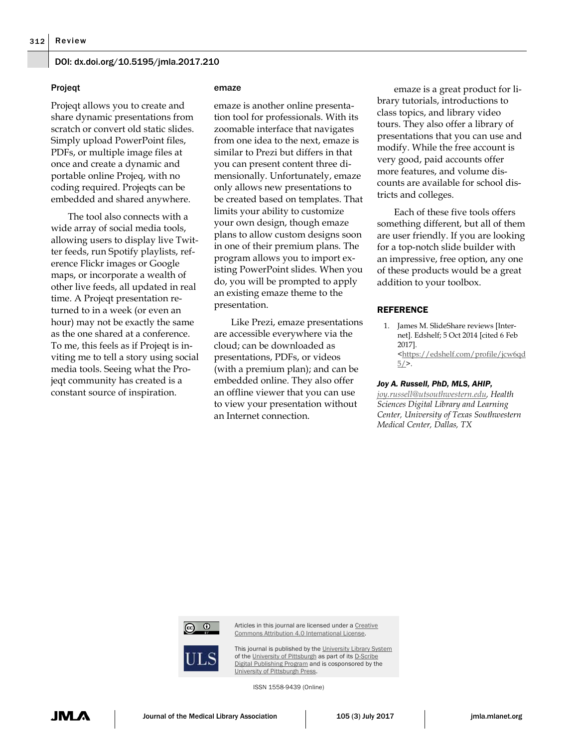DOI: dx.doi.org/10.5195/jmla.2017.210

### Projeqt

Projeqt allows you to create and share dynamic presentations from scratch or convert old static slides. Simply upload PowerPoint files, PDFs, or multiple image files at once and create a dynamic and portable online Projeq, with no coding required. Projeqts can be embedded and shared anywhere.

The tool also connects with a wide array of social media tools, allowing users to display live Twitter feeds, run Spotify playlists, reference Flickr images or Google maps, or incorporate a wealth of other live feeds, all updated in real time. A Projeqt presentation returned to in a week (or even an hour) may not be exactly the same as the one shared at a conference. To me, this feels as if Projeqt is inviting me to tell a story using social media tools. Seeing what the Projeqt community has created is a constant source of inspiration.

### emaze

emaze is another online presentation tool for professionals. With its zoomable interface that navigates from one idea to the next, emaze is similar to Prezi but differs in that you can present content three dimensionally. Unfortunately, emaze only allows new presentations to be created based on templates. That limits your ability to customize your own design, though emaze plans to allow custom designs soon in one of their premium plans. The program allows you to import existing PowerPoint slides. When you do, you will be prompted to apply an existing emaze theme to the presentation.

Like Prezi, emaze presentations are accessible everywhere via the cloud; can be downloaded as presentations, PDFs, or videos (with a premium plan); and can be embedded online. They also offer an offline viewer that you can use to view your presentation without an Internet connection.

emaze is a great product for library tutorials, introductions to class topics, and library video tours. They also offer a library of presentations that you can use and modify. While the free account is very good, paid accounts offer more features, and volume discounts are available for school districts and colleges.

Each of these five tools offers something different, but all of them are user friendly. If you are looking for a top-notch slide builder with an impressive, free option, any one of these products would be a great addition to your toolbox.

## REFERENCE

1. James M. SlideShare reviews [Internet]. Edshelf; 5 Oct 2014 [cited 6 Feb 2017]. <https://edshelf.com/profile/jcw6qd5/>.

***Joy A. Russell, PhD, MLS, AHIP,*** *joy.russell@utsouthwestern.edu, Health Sciences Digital Library and Learning Center, University of Texas Southwestern Medical Center, Dallas, TX*

Articles in this journal are licensed under a Creative Commons Attribution 4.0 International License.

This journal is published by the University Library System of the University of Pittsburgh as part of its D-Scribe Digital Publishing Program and is cosponsored by the University of Pittsburgh Press.

ISSN 1558-9439 (Online)